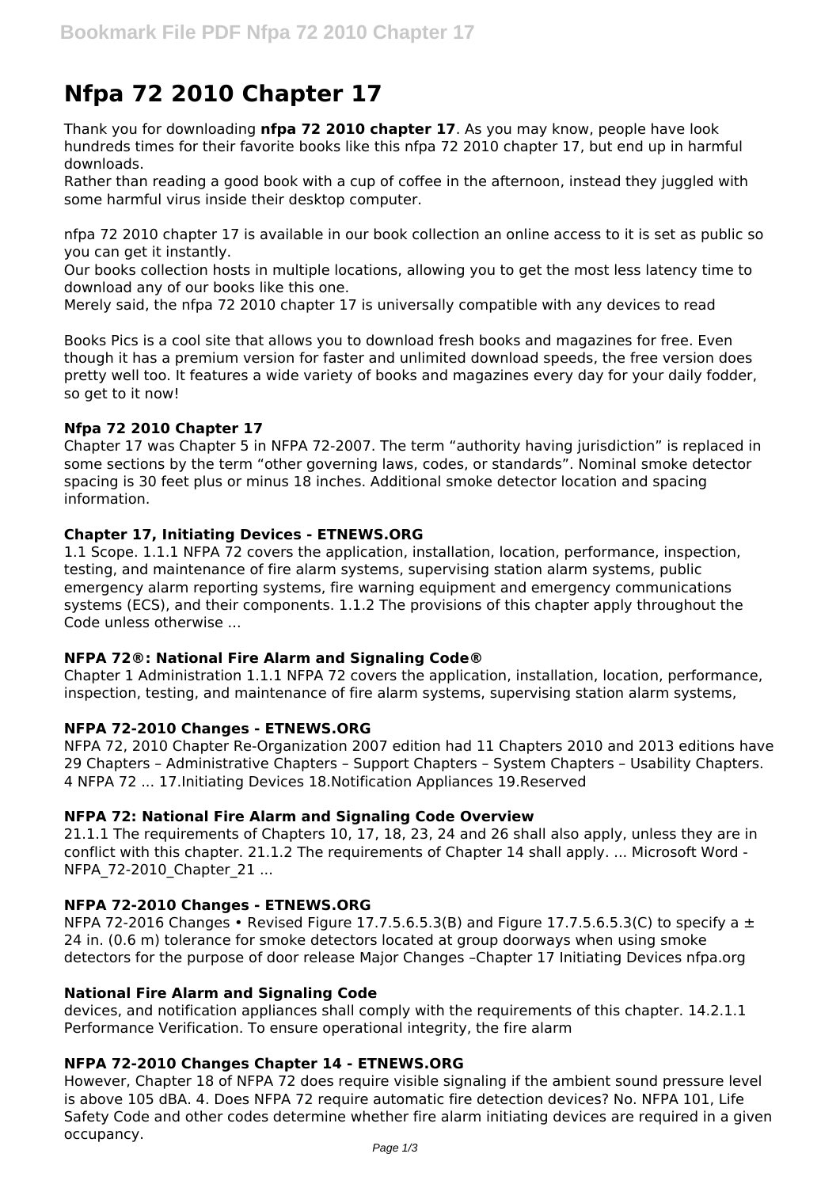# Nfpa 72 2010 Chapter 17

Thank you for downloading **nfpa 72 2010 chapter 17**. As you may know, people have look hundreds times for their favorite books like this nfpa 72 2010 chapter 17, but end up in harmful downloads.

Rather than reading a good book with a cup of coffee in the afternoon, instead they juggled with some harmful virus inside their desktop computer.

nfpa 72 2010 chapter 17 is available in our book collection an online access to it is set as public so you can get it instantly.

Our books collection hosts in multiple locations, allowing you to get the most less latency time to download any of our books like this one.

Merely said, the nfpa 72 2010 chapter 17 is universally compatible with any devices to read

Books Pics is a cool site that allows you to download fresh books and magazines for free. Even though it has a premium version for faster and unlimited download speeds, the free version does pretty well too. It features a wide variety of books and magazines every day for your daily fodder, so get to it now!

### Nfpa 72 2010 Chapter 17

Chapter 17 was Chapter 5 in NFPA 72-2007. The term "authority having jurisdiction" is replaced in some sections by the term "other governing laws, codes, or standards". Nominal smoke detector spacing is 30 feet plus or minus 18 inches. Additional smoke detector location and spacing information.

### Chapter 17, Initiating Devices - ETNEWS.ORG

1.1 Scope. 1.1.1 NFPA 72 covers the application, installation, location, performance, inspection, testing, and maintenance of fire alarm systems, supervising station alarm systems, public emergency alarm reporting systems, fire warning equipment and emergency communications systems (ECS), and their components. 1.1.2 The provisions of this chapter apply throughout the Code unless otherwise ...

### NFPA 72®: National Fire Alarm and Signaling Code®

Chapter 1 Administration 1.1.1 NFPA 72 covers the application, installation, location, performance, inspection, testing, and maintenance of fire alarm systems, supervising station alarm systems,

### NFPA 72-2010 Changes - ETNEWS.ORG

NFPA 72, 2010 Chapter Re-Organization 2007 edition had 11 Chapters 2010 and 2013 editions have 29 Chapters – Administrative Chapters – Support Chapters – System Chapters – Usability Chapters. 4 NFPA 72 ... 17.Initiating Devices 18.Notification Appliances 19.Reserved

### NFPA 72: National Fire Alarm and Signaling Code Overview

21.1.1 The requirements of Chapters 10, 17, 18, 23, 24 and 26 shall also apply, unless they are in conflict with this chapter. 21.1.2 The requirements of Chapter 14 shall apply. ... Microsoft Word - NFPA_72-2010_Chapter_21 ...

### NFPA 72-2010 Changes - ETNEWS.ORG

NFPA 72-2016 Changes • Revised Figure 17.7.5.6.5.3(B) and Figure 17.7.5.6.5.3(C) to specify a ± 24 in. (0.6 m) tolerance for smoke detectors located at group doorways when using smoke detectors for the purpose of door release Major Changes –Chapter 17 Initiating Devices nfpa.org

### National Fire Alarm and Signaling Code

devices, and notification appliances shall comply with the requirements of this chapter. 14.2.1.1 Performance Verification. To ensure operational integrity, the fire alarm

### NFPA 72-2010 Changes Chapter 14 - ETNEWS.ORG

However, Chapter 18 of NFPA 72 does require visible signaling if the ambient sound pressure level is above 105 dBA. 4. Does NFPA 72 require automatic fire detection devices? No. NFPA 101, Life Safety Code and other codes determine whether fire alarm initiating devices are required in a given occupancy.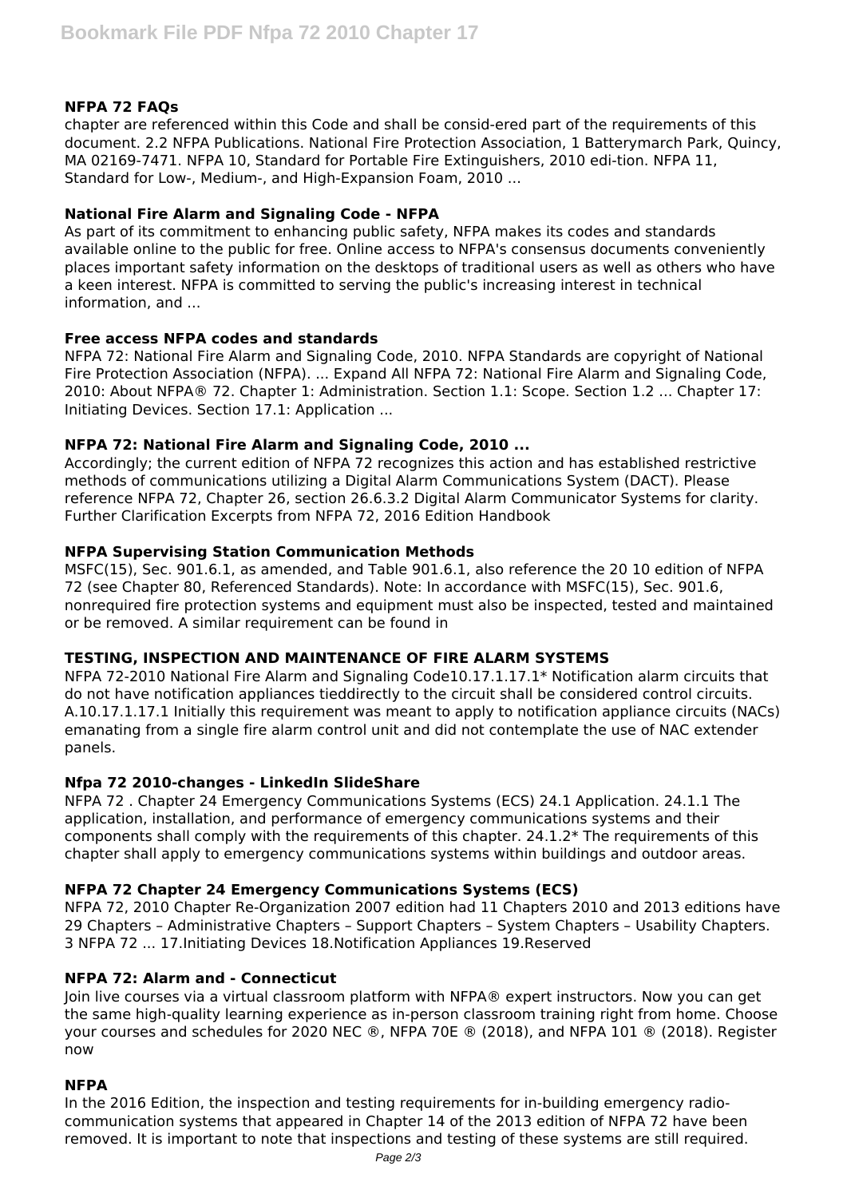### NFPA 72 FAQs

chapter are referenced within this Code and shall be consid-ered part of the requirements of this document. 2.2 NFPA Publications. National Fire Protection Association, 1 Batterymarch Park, Quincy, MA 02169-7471. NFPA 10, Standard for Portable Fire Extinguishers, 2010 edi-tion. NFPA 11, Standard for Low-, Medium-, and High-Expansion Foam, 2010 ...

### National Fire Alarm and Signaling Code - NFPA

As part of its commitment to enhancing public safety, NFPA makes its codes and standards available online to the public for free. Online access to NFPA's consensus documents conveniently places important safety information on the desktops of traditional users as well as others who have a keen interest. NFPA is committed to serving the public's increasing interest in technical information, and ...

### Free access NFPA codes and standards

NFPA 72: National Fire Alarm and Signaling Code, 2010. NFPA Standards are copyright of National Fire Protection Association (NFPA). ... Expand All NFPA 72: National Fire Alarm and Signaling Code, 2010: About NFPA® 72. Chapter 1: Administration. Section 1.1: Scope. Section 1.2 ... Chapter 17: Initiating Devices. Section 17.1: Application ...

### NFPA 72: National Fire Alarm and Signaling Code, 2010 ...

Accordingly; the current edition of NFPA 72 recognizes this action and has established restrictive methods of communications utilizing a Digital Alarm Communications System (DACT). Please reference NFPA 72, Chapter 26, section 26.6.3.2 Digital Alarm Communicator Systems for clarity. Further Clarification Excerpts from NFPA 72, 2016 Edition Handbook

### NFPA Supervising Station Communication Methods

MSFC(15), Sec. 901.6.1, as amended, and Table 901.6.1, also reference the 20 10 edition of NFPA 72 (see Chapter 80, Referenced Standards). Note: In accordance with MSFC(15), Sec. 901.6, nonrequired fire protection systems and equipment must also be inspected, tested and maintained or be removed. A similar requirement can be found in

### TESTING, INSPECTION AND MAINTENANCE OF FIRE ALARM SYSTEMS

NFPA 72-2010 National Fire Alarm and Signaling Code10.17.1.17.1* Notification alarm circuits that do not have notification appliances tieddirectly to the circuit shall be considered control circuits. A.10.17.1.17.1 Initially this requirement was meant to apply to notification appliance circuits (NACs) emanating from a single fire alarm control unit and did not contemplate the use of NAC extender panels.

### Nfpa 72 2010-changes - LinkedIn SlideShare

NFPA 72 . Chapter 24 Emergency Communications Systems (ECS) 24.1 Application. 24.1.1 The application, installation, and performance of emergency communications systems and their components shall comply with the requirements of this chapter. 24.1.2* The requirements of this chapter shall apply to emergency communications systems within buildings and outdoor areas.

### NFPA 72 Chapter 24 Emergency Communications Systems (ECS)

NFPA 72, 2010 Chapter Re-Organization 2007 edition had 11 Chapters 2010 and 2013 editions have 29 Chapters – Administrative Chapters – Support Chapters – System Chapters – Usability Chapters. 3 NFPA 72 ... 17.Initiating Devices 18.Notification Appliances 19.Reserved

### NFPA 72: Alarm and - Connecticut

Join live courses via a virtual classroom platform with NFPA® expert instructors. Now you can get the same high-quality learning experience as in-person classroom training right from home. Choose your courses and schedules for 2020 NEC ®, NFPA 70E ® (2018), and NFPA 101 ® (2018). Register now

### NFPA

In the 2016 Edition, the inspection and testing requirements for in-building emergency radio-communication systems that appeared in Chapter 14 of the 2013 edition of NFPA 72 have been removed. It is important to note that inspections and testing of these systems are still required.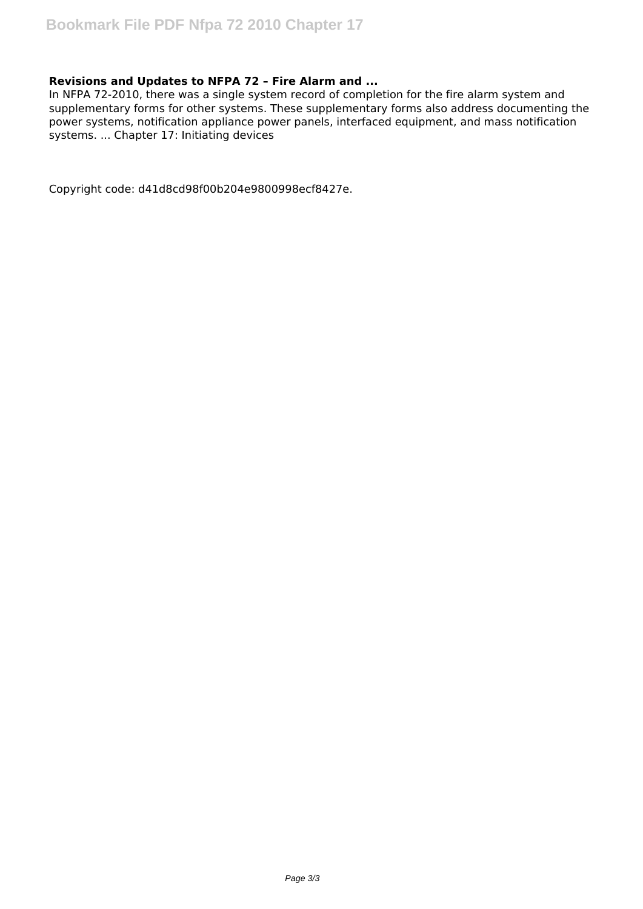**Revisions and Updates to NFPA 72 – Fire Alarm and ...**

In NFPA 72-2010, there was a single system record of completion for the fire alarm system and supplementary forms for other systems. These supplementary forms also address documenting the power systems, notification appliance power panels, interfaced equipment, and mass notification systems. ... Chapter 17: Initiating devices

Copyright code: d41d8cd98f00b204e9800998ecf8427e.